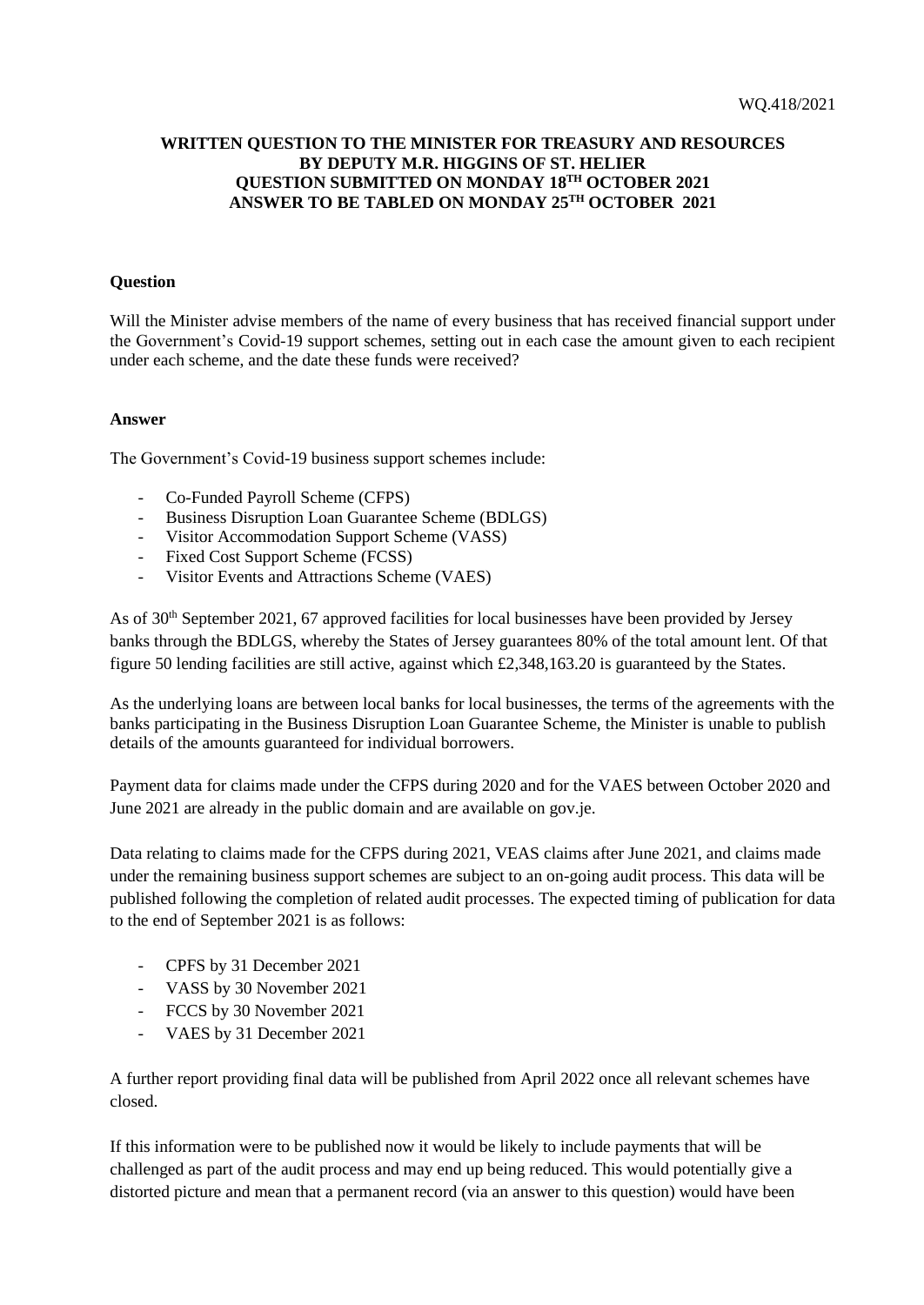WQ.418/2021

**WRITTEN QUESTION TO THE MINISTER FOR TREASURY AND RESOURCES BY DEPUTY M.R. HIGGINS OF ST. HELIER QUESTION SUBMITTED ON MONDAY 18TH OCTOBER 2021 ANSWER TO BE TABLED ON MONDAY 25TH OCTOBER 2021**

**Question**

Will the Minister advise members of the name of every business that has received financial support under the Government's Covid-19 support schemes, setting out in each case the amount given to each recipient under each scheme, and the date these funds were received?

**Answer**

The Government's Covid-19 business support schemes include:

- Co-Funded Payroll Scheme (CFPS)
- Business Disruption Loan Guarantee Scheme (BDLGS)
- Visitor Accommodation Support Scheme (VASS)
- Fixed Cost Support Scheme (FCSS)
- Visitor Events and Attractions Scheme (VAES)

As of 30th September 2021, 67 approved facilities for local businesses have been provided by Jersey banks through the BDLGS, whereby the States of Jersey guarantees 80% of the total amount lent. Of that figure 50 lending facilities are still active, against which £2,348,163.20 is guaranteed by the States.

As the underlying loans are between local banks for local businesses, the terms of the agreements with the banks participating in the Business Disruption Loan Guarantee Scheme, the Minister is unable to publish details of the amounts guaranteed for individual borrowers.

Payment data for claims made under the CFPS during 2020 and for the VAES between October 2020 and June 2021 are already in the public domain and are available on gov.je.

Data relating to claims made for the CFPS during 2021, VEAS claims after June 2021, and claims made under the remaining business support schemes are subject to an on-going audit process. This data will be published following the completion of related audit processes. The expected timing of publication for data to the end of September 2021 is as follows:

- CPFS by 31 December 2021
- VASS by 30 November 2021
- FCCS by 30 November 2021
- VAES by 31 December 2021

A further report providing final data will be published from April 2022 once all relevant schemes have closed.

If this information were to be published now it would be likely to include payments that will be challenged as part of the audit process and may end up being reduced. This would potentially give a distorted picture and mean that a permanent record (via an answer to this question) would have been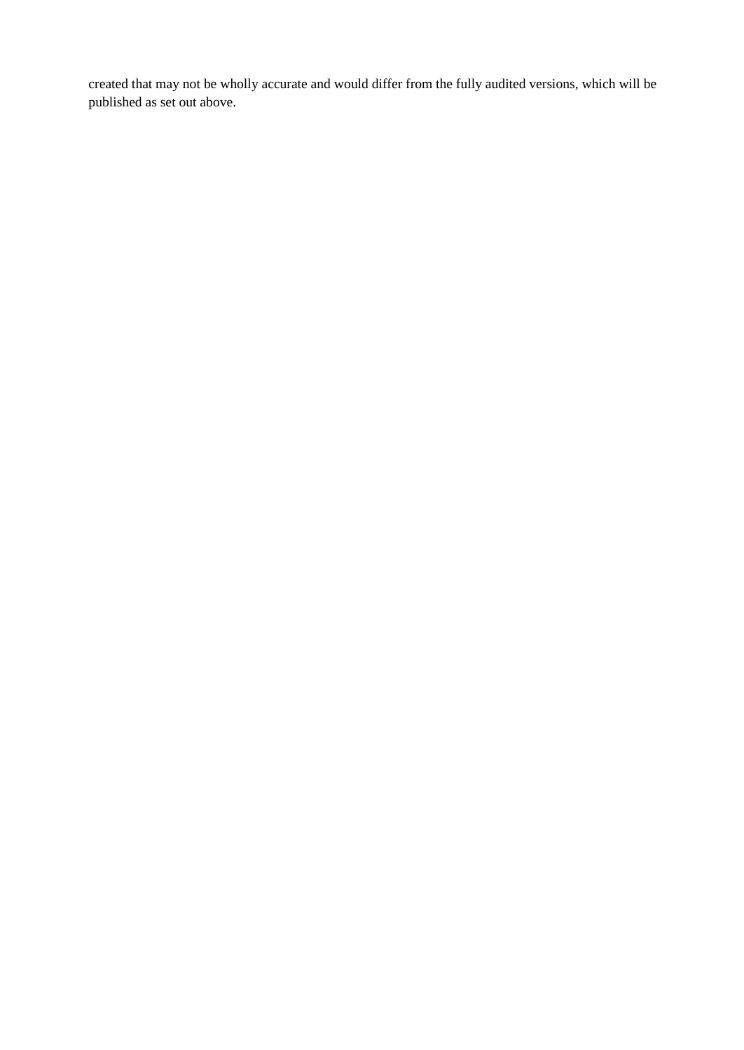created that may not be wholly accurate and would differ from the fully audited versions, which will be published as set out above.